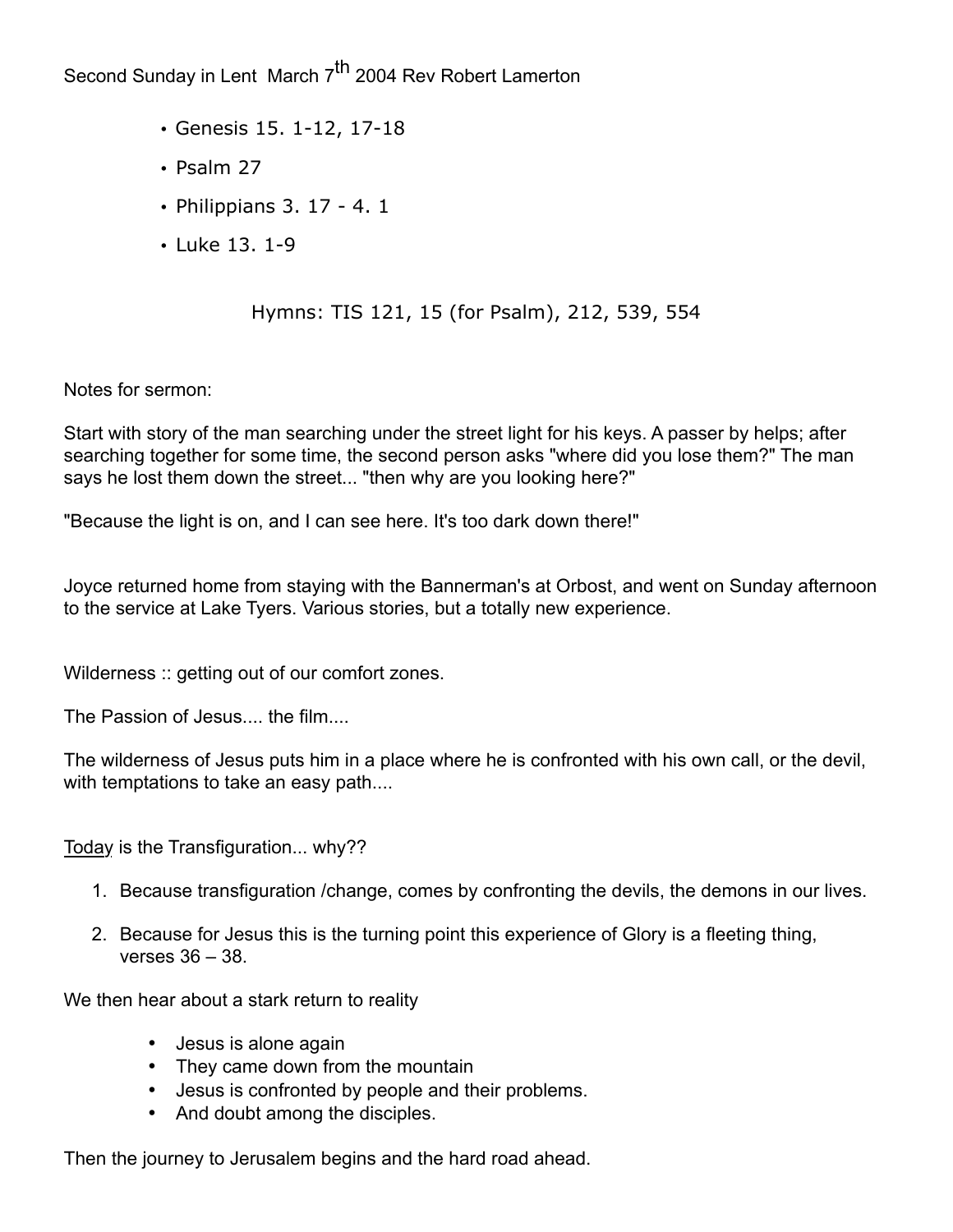Second Sunday in Lent March 7th 2004 Rev Robert Lamerton

- Genesis 15. 1-12, 17-18
- Psalm 27
- Philippians 3. 17 - 4. 1
- Luke 13. 1-9

Hymns: TIS 121, 15 (for Psalm), 212, 539, 554

Notes for sermon:

Start with story of the man searching under the street light for his keys. A passer by helps; after searching together for some time, the second person asks "where did you lose them?" The man says he lost them down the street... "then why are you looking here?"

"Because the light is on, and I can see here. It's too dark down there!"

Joyce returned home from staying with the Bannerman's at Orbost, and went on Sunday afternoon to the service at Lake Tyers. Various stories, but a totally new experience.

Wilderness :: getting out of our comfort zones.

The Passion of Jesus.... the film....

The wilderness of Jesus puts him in a place where he is confronted with his own call, or the devil, with temptations to take an easy path....

<u>Today</u> is the Transfiguration... why??

1. Because transfiguration /change, comes by confronting the devils, the demons in our lives.
2. Because for Jesus this is the turning point this experience of Glory is a fleeting thing, verses 36 – 38.

We then hear about a stark return to reality

- Jesus is alone again
- They came down from the mountain
- Jesus is confronted by people and their problems.
- And doubt among the disciples.

Then the journey to Jerusalem begins and the hard road ahead.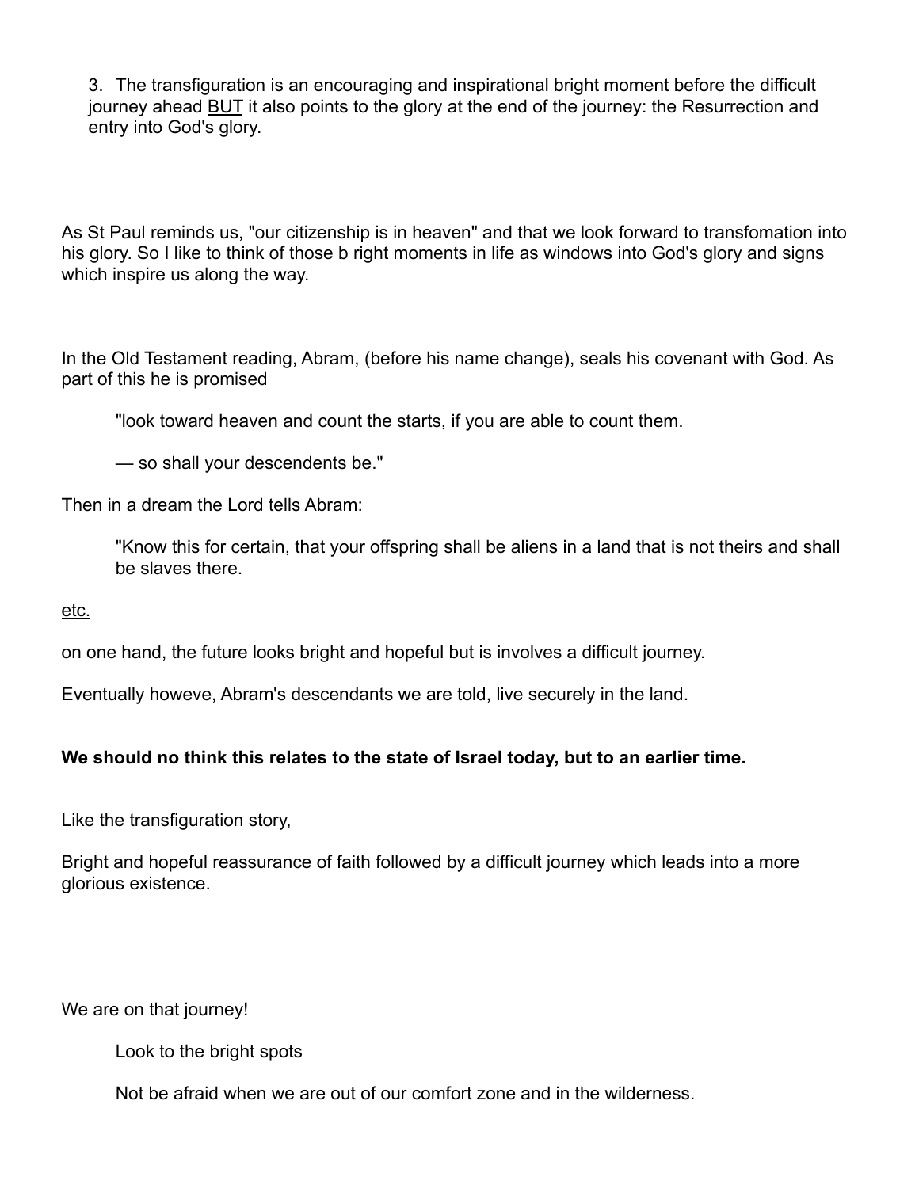3. The transfiguration is an encouraging and inspirational bright moment before the difficult journey ahead <u>BUT</u> it also points to the glory at the end of the journey: the Resurrection and entry into God's glory.

As St Paul reminds us, "our citizenship is in heaven" and that we look forward to transfomation into his glory. So I like to think of those b right moments in life as windows into God's glory and signs which inspire us along the way.

In the Old Testament reading, Abram, (before his name change), seals his covenant with God. As part of this he is promised

> "look toward heaven and count the starts, if you are able to count them.
>
> — so shall your descendents be."

Then in a dream the Lord tells Abram:

> "Know this for certain, that your offspring shall be aliens in a land that is not theirs and shall be slaves there.

<u>etc.</u>

on one hand, the future looks bright and hopeful but is involves a difficult journey.

Eventually howeve, Abram's descendants we are told, live securely in the land.

**We should no think this relates to the state of Israel today, but to an earlier time.**

Like the transfiguration story,

Bright and hopeful reassurance of faith followed by a difficult journey which leads into a more glorious existence.

We are on that journey!

> Look to the bright spots
>
> Not be afraid when we are out of our comfort zone and in the wilderness.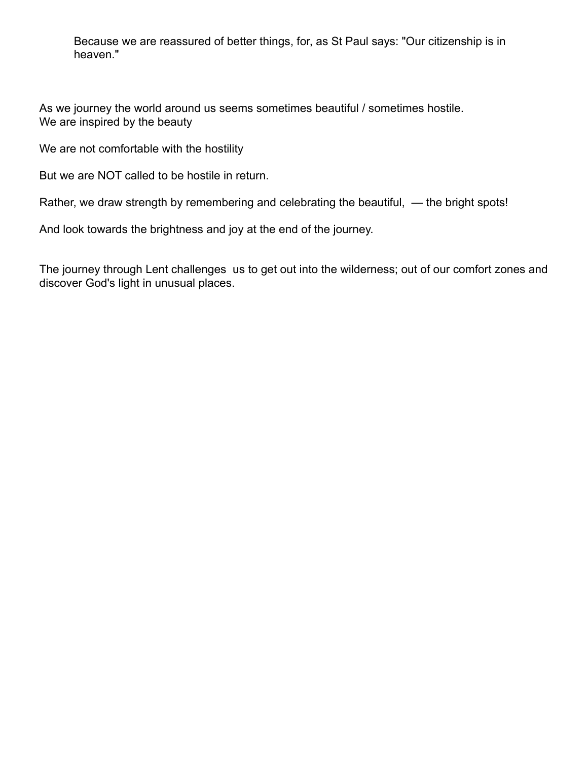> Because we are reassured of better things, for, as St Paul says: "Our citizenship is in heaven."

As we journey the world around us seems sometimes beautiful / sometimes hostile.
We are inspired by the beauty

We are not comfortable with the hostility

But we are NOT called to be hostile in return.

Rather, we draw strength by remembering and celebrating the beautiful,  — the bright spots!

And look towards the brightness and joy at the end of the journey.

The journey through Lent challenges  us to get out into the wilderness; out of our comfort zones and discover God's light in unusual places.